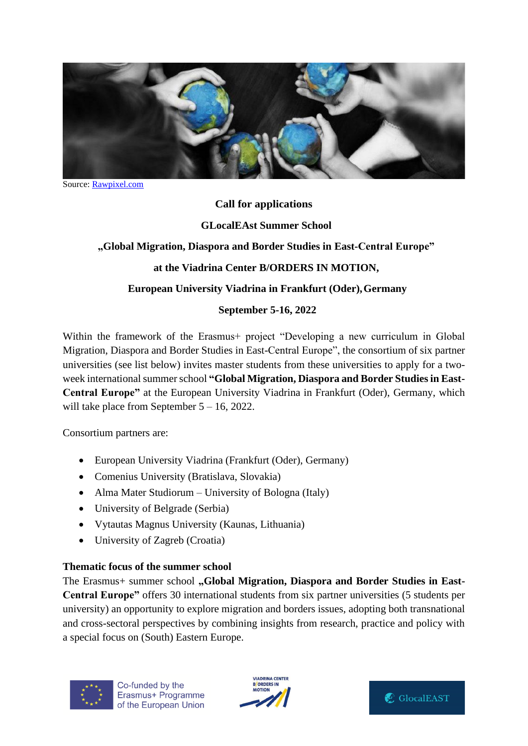Source: Rawpixel.com

**Call for applications**

**GLocalEAst Summer School**

**„Global Migration, Diaspora and Border Studies in East-Central Europe"**

**at the Viadrina Center B/ORDERS IN MOTION,**

**European University Viadrina in Frankfurt (Oder), Germany**

**September 5-16, 2022**

Within the framework of the Erasmus+ project "Developing a new curriculum in Global Migration, Diaspora and Border Studies in East-Central Europe", the consortium of six partner universities (see list below) invites master students from these universities to apply for a two-week international summer school **"Global Migration, Diaspora and Border Studies in East-Central Europe"** at the European University Viadrina in Frankfurt (Oder), Germany, which will take place from September 5 – 16, 2022.

Consortium partners are:

- European University Viadrina (Frankfurt (Oder), Germany)
- Comenius University (Bratislava, Slovakia)
- Alma Mater Studiorum – University of Bologna (Italy)
- University of Belgrade (Serbia)
- Vytautas Magnus University (Kaunas, Lithuania)
- University of Zagreb (Croatia)

**Thematic focus of the summer school**

The Erasmus+ summer school **„Global Migration, Diaspora and Border Studies in East-Central Europe"** offers 30 international students from six partner universities (5 students per university) an opportunity to explore migration and borders issues, adopting both transnational and cross-sectoral perspectives by combining insights from research, practice and policy with a special focus on (South) Eastern Europe.

Co-funded by the Erasmus+ Programme of the European Union

VIADRINA CENTER B/ORDERS IN MOTION

GlocalEAST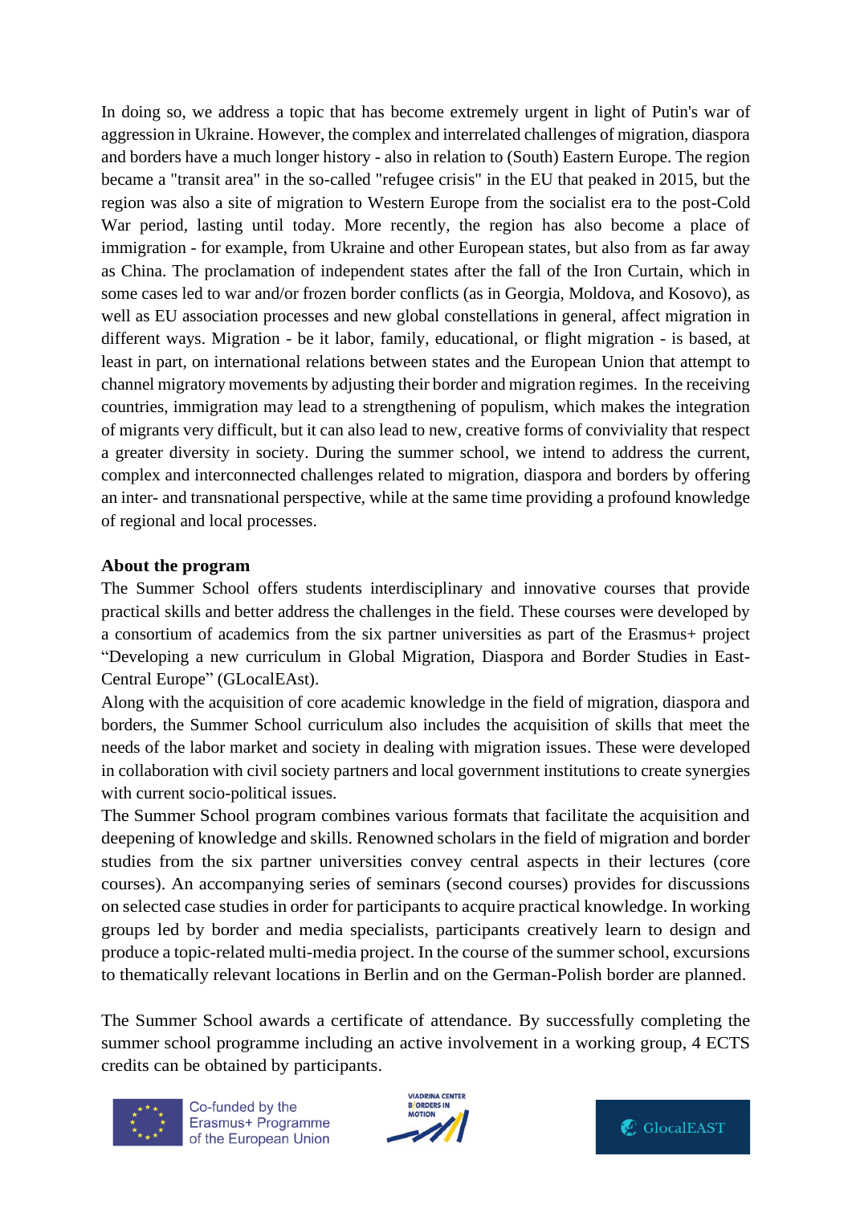In doing so, we address a topic that has become extremely urgent in light of Putin's war of aggression in Ukraine. However, the complex and interrelated challenges of migration, diaspora and borders have a much longer history - also in relation to (South) Eastern Europe. The region became a "transit area" in the so-called "refugee crisis" in the EU that peaked in 2015, but the region was also a site of migration to Western Europe from the socialist era to the post-Cold War period, lasting until today. More recently, the region has also become a place of immigration - for example, from Ukraine and other European states, but also from as far away as China. The proclamation of independent states after the fall of the Iron Curtain, which in some cases led to war and/or frozen border conflicts (as in Georgia, Moldova, and Kosovo), as well as EU association processes and new global constellations in general, affect migration in different ways. Migration - be it labor, family, educational, or flight migration - is based, at least in part, on international relations between states and the European Union that attempt to channel migratory movements by adjusting their border and migration regimes. In the receiving countries, immigration may lead to a strengthening of populism, which makes the integration of migrants very difficult, but it can also lead to new, creative forms of conviviality that respect a greater diversity in society. During the summer school, we intend to address the current, complex and interconnected challenges related to migration, diaspora and borders by offering an inter- and transnational perspective, while at the same time providing a profound knowledge of regional and local processes.

**About the program**

The Summer School offers students interdisciplinary and innovative courses that provide practical skills and better address the challenges in the field. These courses were developed by a consortium of academics from the six partner universities as part of the Erasmus+ project "Developing a new curriculum in Global Migration, Diaspora and Border Studies in East-Central Europe" (GLocalEAst).

Along with the acquisition of core academic knowledge in the field of migration, diaspora and borders, the Summer School curriculum also includes the acquisition of skills that meet the needs of the labor market and society in dealing with migration issues. These were developed in collaboration with civil society partners and local government institutions to create synergies with current socio-political issues.

The Summer School program combines various formats that facilitate the acquisition and deepening of knowledge and skills. Renowned scholars in the field of migration and border studies from the six partner universities convey central aspects in their lectures (core courses). An accompanying series of seminars (second courses) provides for discussions on selected case studies in order for participants to acquire practical knowledge. In working groups led by border and media specialists, participants creatively learn to design and produce a topic-related multi-media project. In the course of the summer school, excursions to thematically relevant locations in Berlin and on the German-Polish border are planned.

The Summer School awards a certificate of attendance. By successfully completing the summer school programme including an active involvement in a working group, 4 ECTS credits can be obtained by participants.

Co-funded by the Erasmus+ Programme of the European Union

VIADRINA CENTER B/ORDERS IN MOTION

GlocalEAST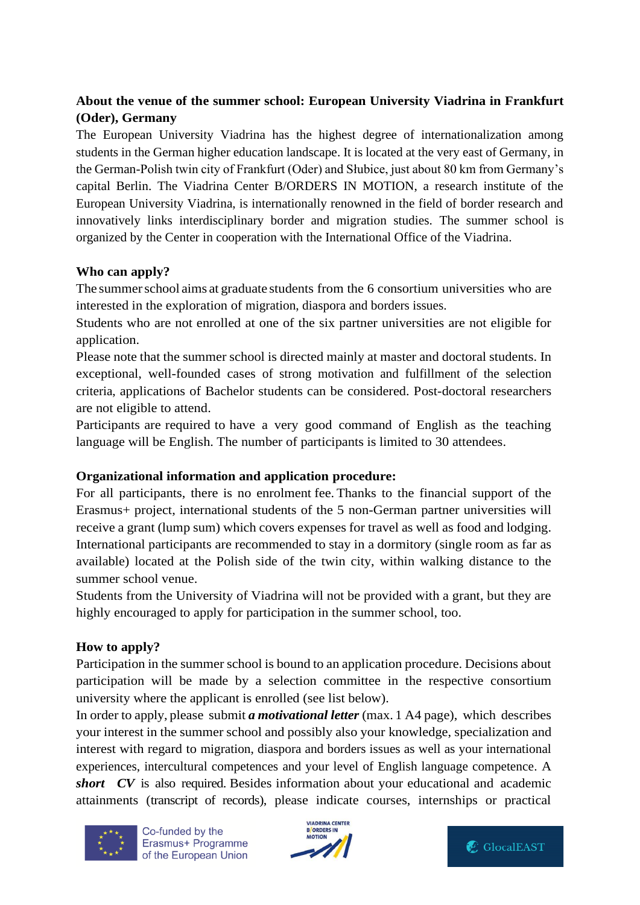**About the venue of the summer school: European University Viadrina in Frankfurt (Oder), Germany**

The European University Viadrina has the highest degree of internationalization among students in the German higher education landscape. It is located at the very east of Germany, in the German-Polish twin city of Frankfurt (Oder) and Słubice, just about 80 km from Germany's capital Berlin. The Viadrina Center B/ORDERS IN MOTION, a research institute of the European University Viadrina, is internationally renowned in the field of border research and innovatively links interdisciplinary border and migration studies. The summer school is organized by the Center in cooperation with the International Office of the Viadrina.

**Who can apply?**

The summer school aims at graduate students from the 6 consortium universities who are interested in the exploration of migration, diaspora and borders issues.

Students who are not enrolled at one of the six partner universities are not eligible for application.

Please note that the summer school is directed mainly at master and doctoral students. In exceptional, well-founded cases of strong motivation and fulfillment of the selection criteria, applications of Bachelor students can be considered. Post-doctoral researchers are not eligible to attend.

Participants are required to have a very good command of English as the teaching language will be English. The number of participants is limited to 30 attendees.

**Organizational information and application procedure:**

For all participants, there is no enrolment fee. Thanks to the financial support of the Erasmus+ project, international students of the 5 non-German partner universities will receive a grant (lump sum) which covers expenses for travel as well as food and lodging. International participants are recommended to stay in a dormitory (single room as far as available) located at the Polish side of the twin city, within walking distance to the summer school venue.

Students from the University of Viadrina will not be provided with a grant, but they are highly encouraged to apply for participation in the summer school, too.

**How to apply?**

Participation in the summer school is bound to an application procedure. Decisions about participation will be made by a selection committee in the respective consortium university where the applicant is enrolled (see list below).

In order to apply, please submit ***a motivational letter*** (max. 1 A4 page), which describes your interest in the summer school and possibly also your knowledge, specialization and interest with regard to migration, diaspora and borders issues as well as your international experiences, intercultural competences and your level of English language competence. A ***short CV*** is also required. Besides information about your educational and academic attainments (transcript of records), please indicate courses, internships or practical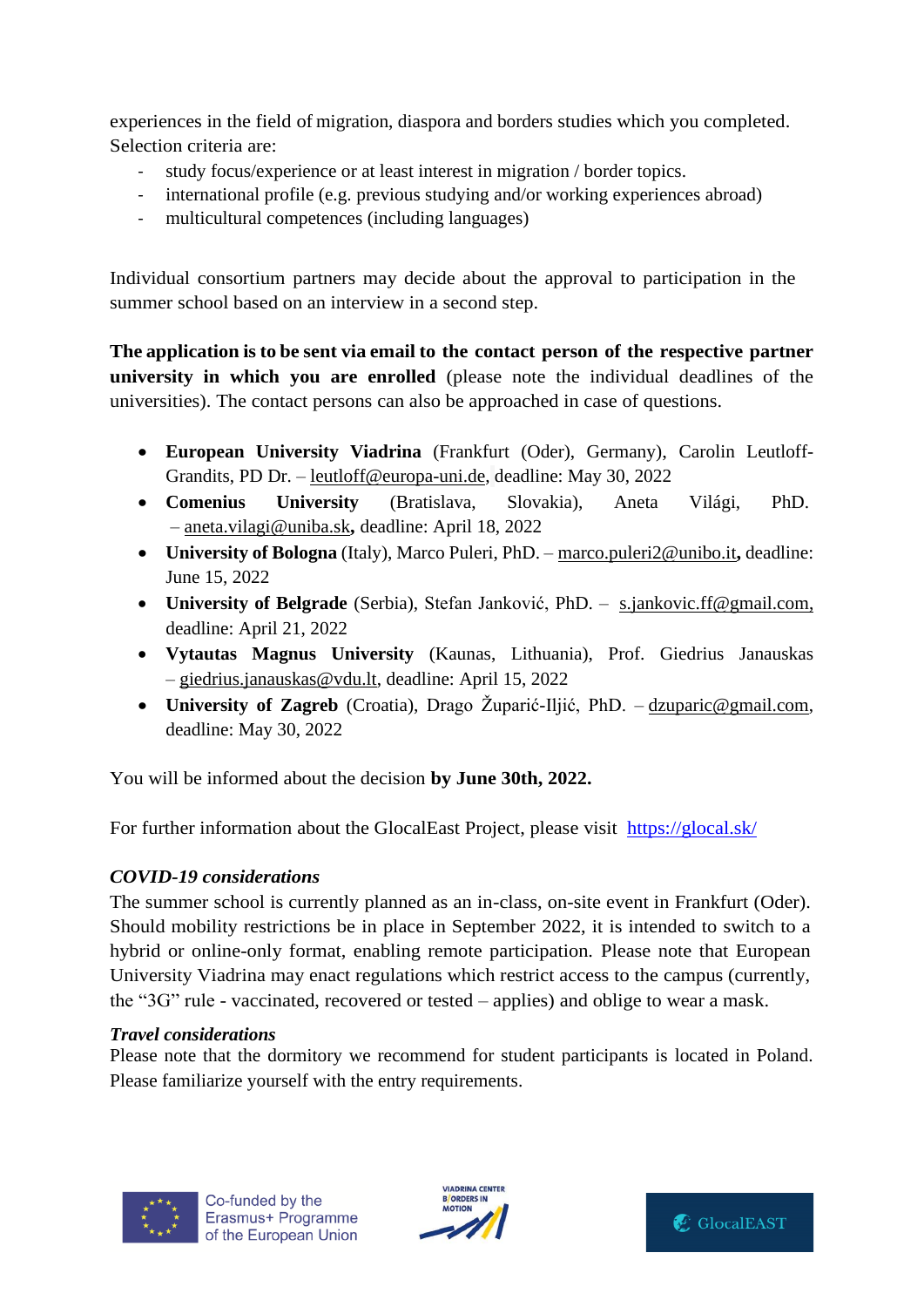experiences in the field of migration, diaspora and borders studies which you completed. Selection criteria are:

- study focus/experience or at least interest in migration / border topics.
- international profile (e.g. previous studying and/or working experiences abroad)
- multicultural competences (including languages)

Individual consortium partners may decide about the approval to participation in the summer school based on an interview in a second step.

**The application is to be sent via email to the contact person of the respective partner university in which you are enrolled** (please note the individual deadlines of the universities). The contact persons can also be approached in case of questions.

- **European University Viadrina** (Frankfurt (Oder), Germany), Carolin Leutloff-Grandits, PD Dr. – leutloff@europa-uni.de, deadline: May 30, 2022
- **Comenius University** (Bratislava, Slovakia), Aneta Világi, PhD. – aneta.vilagi@uniba.sk**,** deadline: April 18, 2022
- **University of Bologna** (Italy), Marco Puleri, PhD. – marco.puleri2@unibo.it**,** deadline: June 15, 2022
- **University of Belgrade** (Serbia), Stefan Janković, PhD. – s.jankovic.ff@gmail.com, deadline: April 21, 2022
- **Vytautas Magnus University** (Kaunas, Lithuania), Prof. Giedrius Janauskas – giedrius.janauskas@vdu.lt, deadline: April 15, 2022
- **University of Zagreb** (Croatia), Drago Župarić-Iljić, PhD. – dzuparic@gmail.com, deadline: May 30, 2022

You will be informed about the decision **by June 30th, 2022.**

For further information about the GlocalEast Project, please visit https://glocal.sk/

***COVID-19 considerations***

The summer school is currently planned as an in-class, on-site event in Frankfurt (Oder). Should mobility restrictions be in place in September 2022, it is intended to switch to a hybrid or online-only format, enabling remote participation. Please note that European University Viadrina may enact regulations which restrict access to the campus (currently, the "3G" rule - vaccinated, recovered or tested – applies) and oblige to wear a mask.

***Travel considerations***

Please note that the dormitory we recommend for student participants is located in Poland. Please familiarize yourself with the entry requirements.

Co-funded by the Erasmus+ Programme of the European Union

VIADRINA CENTER B/ORDERS IN MOTION

GlocalEAST